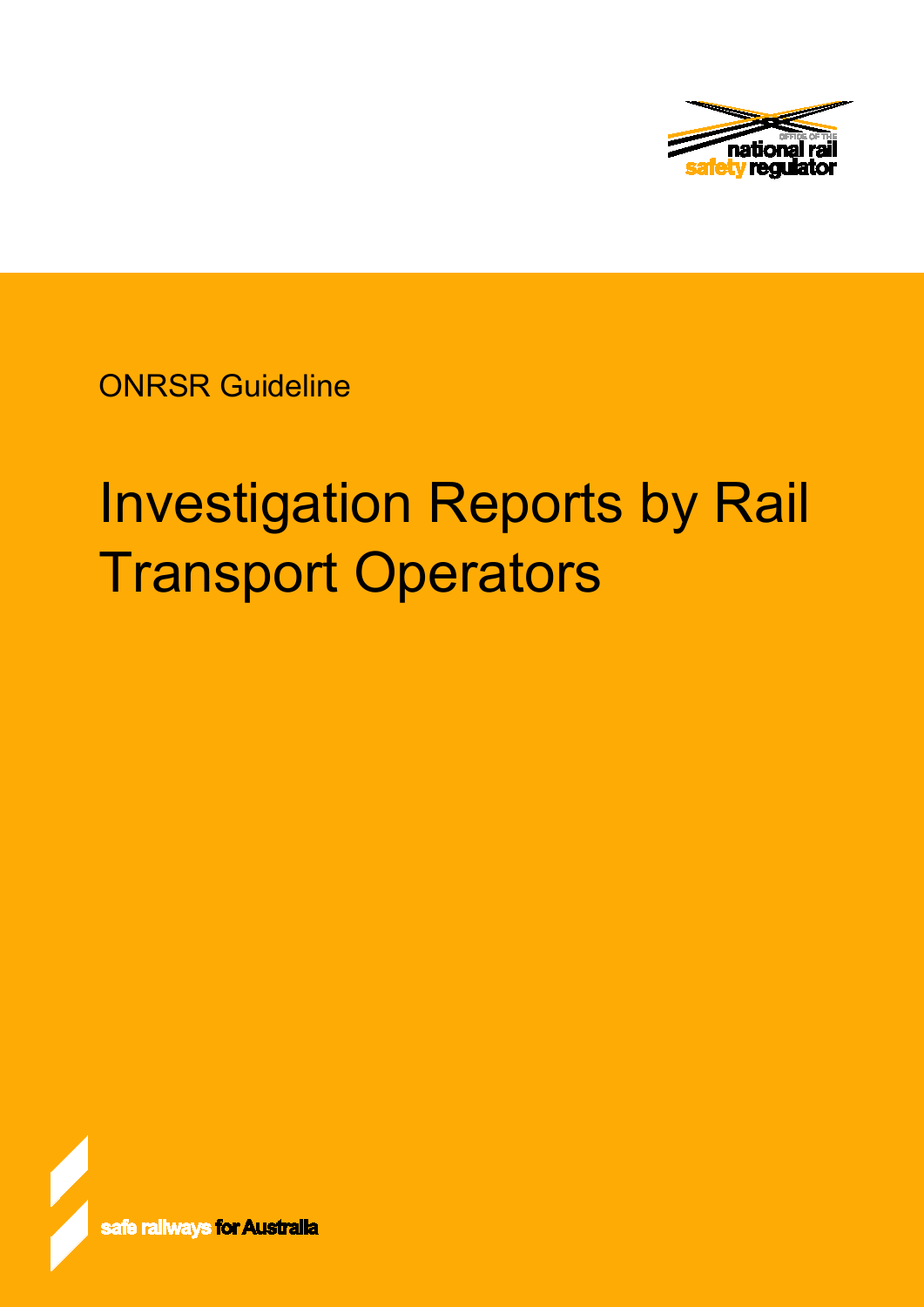ONRSR Guideline

# Investigation Reports by Rail Transport Operators

safe railways for Australia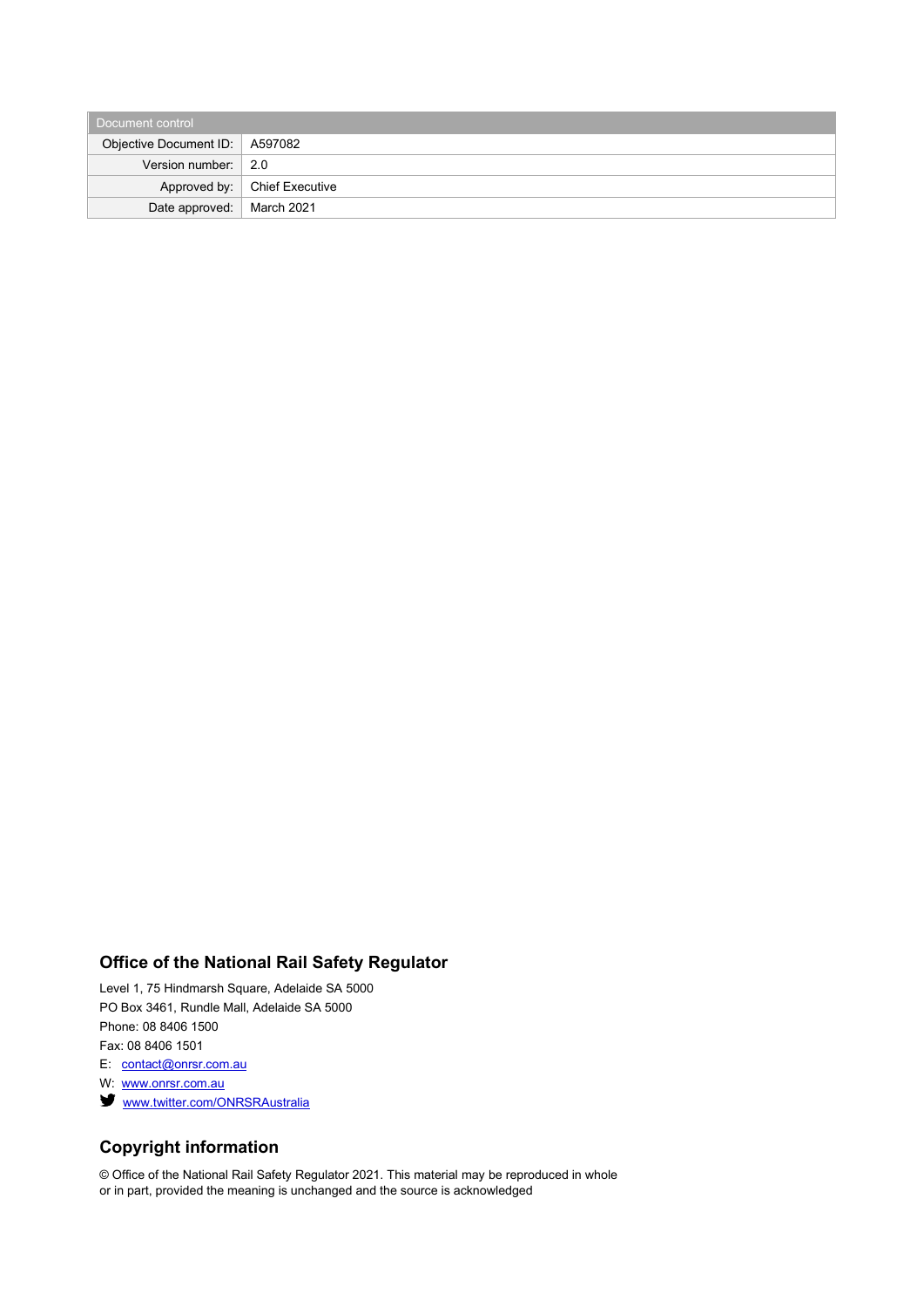| Document control | |
|---|---|
| Objective Document ID: | A597082 |
| Version number: | 2.0 |
| Approved by: | Chief Executive |
| Date approved: | March 2021 |

## Office of the National Rail Safety Regulator

Level 1, 75 Hindmarsh Square, Adelaide SA 5000
PO Box 3461, Rundle Mall, Adelaide SA 5000
Phone: 08 8406 1500
Fax: 08 8406 1501
E: contact@onrsr.com.au
W: www.onrsr.com.au
www.twitter.com/ONRSRAustralia

## Copyright information

© Office of the National Rail Safety Regulator 2021. This material may be reproduced in whole or in part, provided the meaning is unchanged and the source is acknowledged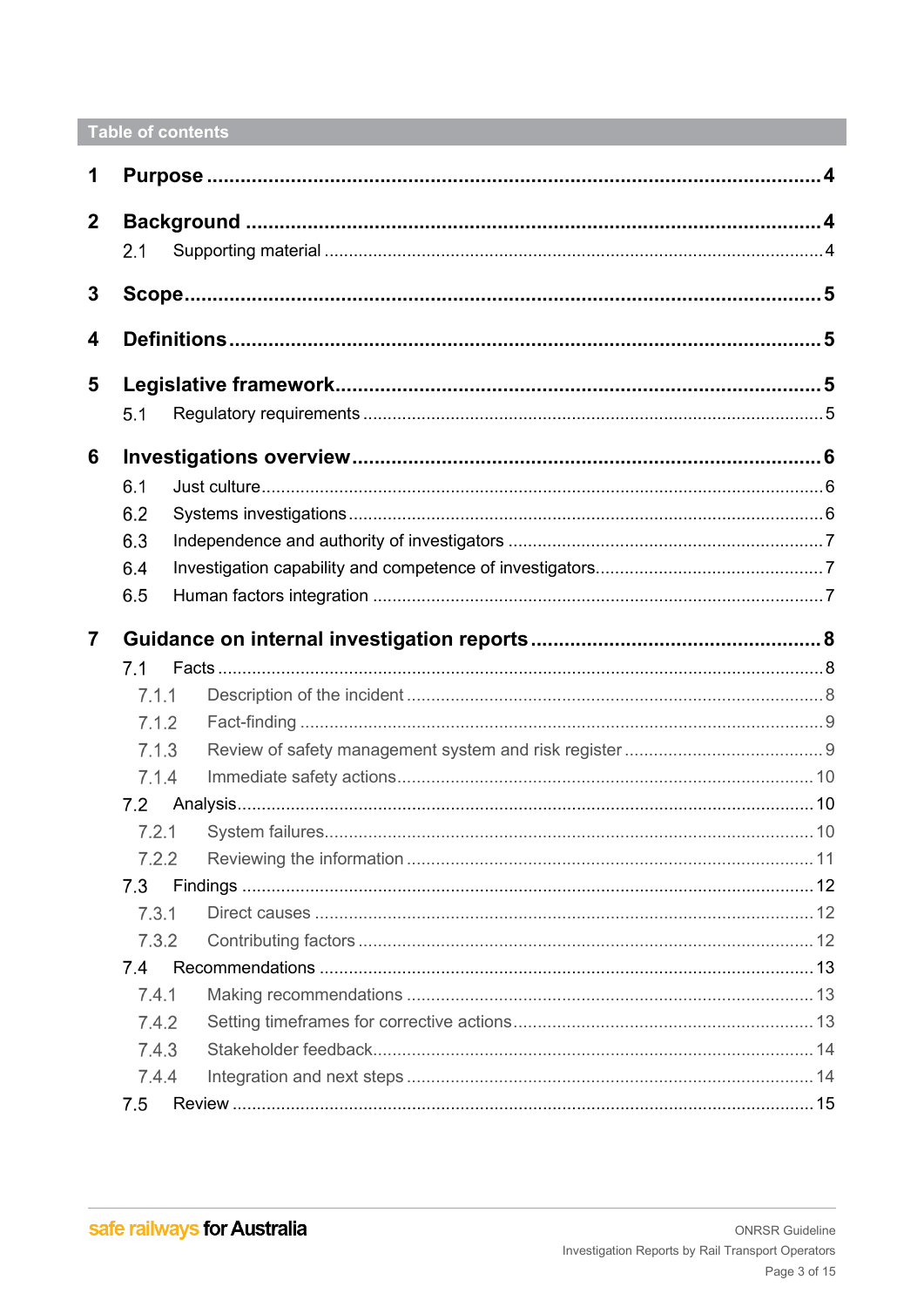## Table of contents

1 Purpose ..... 4

2 Background ..... 4

- 2.1 Supporting material ..... 4

3 Scope ..... 5

4 Definitions ..... 5

5 Legislative framework ..... 5

- 5.1 Regulatory requirements ..... 5

6 Investigations overview ..... 6

- 6.1 Just culture ..... 6
- 6.2 Systems investigations ..... 6
- 6.3 Independence and authority of investigators ..... 7
- 6.4 Investigation capability and competence of investigators ..... 7
- 6.5 Human factors integration ..... 7

7 Guidance on internal investigation reports ..... 8

- 7.1 Facts ..... 8
  - 7.1.1 Description of the incident ..... 8
  - 7.1.2 Fact-finding ..... 9
  - 7.1.3 Review of safety management system and risk register ..... 9
  - 7.1.4 Immediate safety actions ..... 10
- 7.2 Analysis ..... 10
  - 7.2.1 System failures ..... 10
  - 7.2.2 Reviewing the information ..... 11
- 7.3 Findings ..... 12
  - 7.3.1 Direct causes ..... 12
  - 7.3.2 Contributing factors ..... 12
- 7.4 Recommendations ..... 13
  - 7.4.1 Making recommendations ..... 13
  - 7.4.2 Setting timeframes for corrective actions ..... 13
  - 7.4.3 Stakeholder feedback ..... 14
  - 7.4.4 Integration and next steps ..... 14
- 7.5 Review ..... 15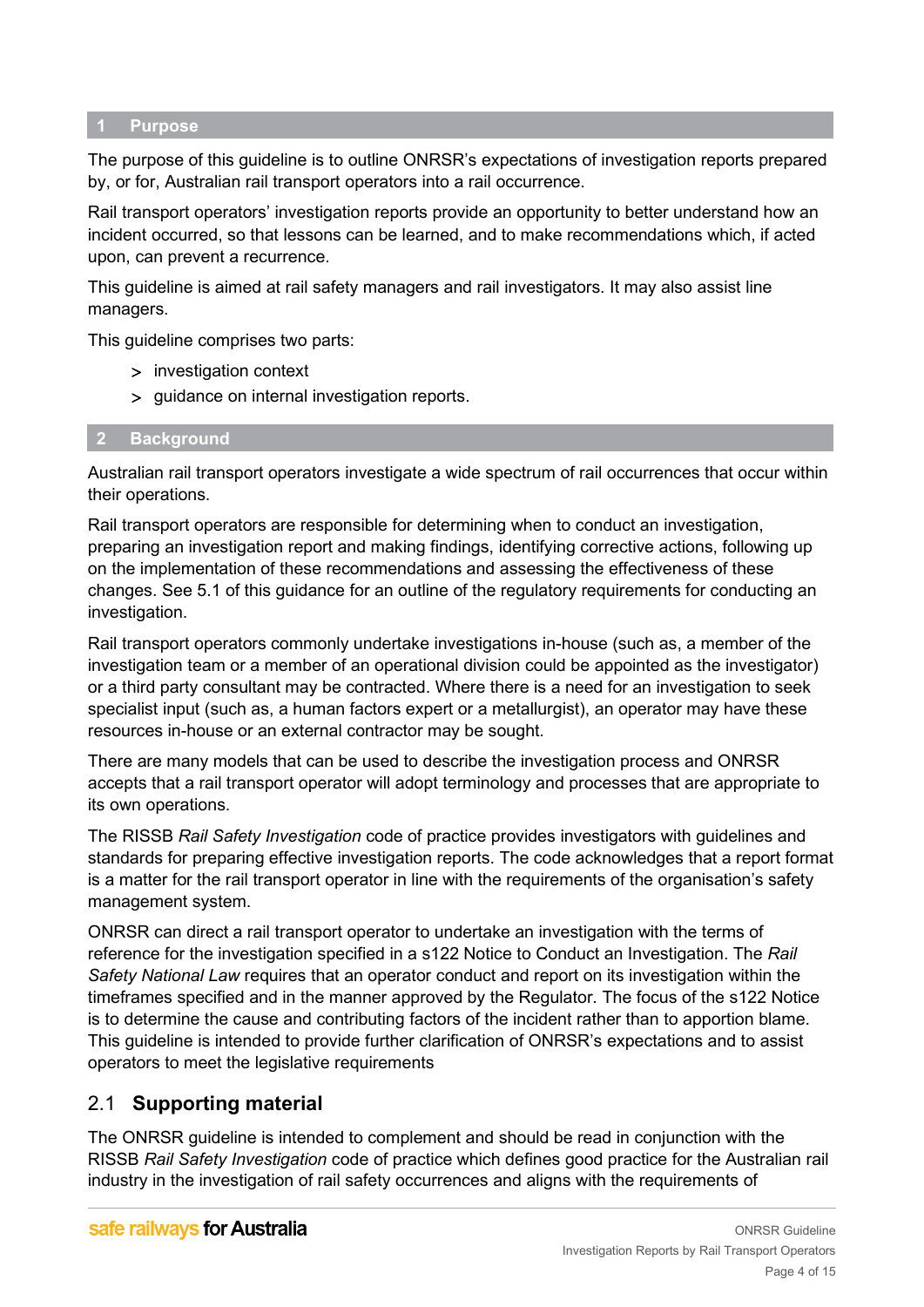## 1 Purpose

The purpose of this guideline is to outline ONRSR's expectations of investigation reports prepared by, or for, Australian rail transport operators into a rail occurrence.

Rail transport operators' investigation reports provide an opportunity to better understand how an incident occurred, so that lessons can be learned, and to make recommendations which, if acted upon, can prevent a recurrence.

This guideline is aimed at rail safety managers and rail investigators. It may also assist line managers.

This guideline comprises two parts:

> investigation context
> guidance on internal investigation reports.

## 2 Background

Australian rail transport operators investigate a wide spectrum of rail occurrences that occur within their operations.

Rail transport operators are responsible for determining when to conduct an investigation, preparing an investigation report and making findings, identifying corrective actions, following up on the implementation of these recommendations and assessing the effectiveness of these changes. See 5.1 of this guidance for an outline of the regulatory requirements for conducting an investigation.

Rail transport operators commonly undertake investigations in-house (such as, a member of the investigation team or a member of an operational division could be appointed as the investigator) or a third party consultant may be contracted. Where there is a need for an investigation to seek specialist input (such as, a human factors expert or a metallurgist), an operator may have these resources in-house or an external contractor may be sought.

There are many models that can be used to describe the investigation process and ONRSR accepts that a rail transport operator will adopt terminology and processes that are appropriate to its own operations.

The RISSB *Rail Safety Investigation* code of practice provides investigators with guidelines and standards for preparing effective investigation reports. The code acknowledges that a report format is a matter for the rail transport operator in line with the requirements of the organisation's safety management system.

ONRSR can direct a rail transport operator to undertake an investigation with the terms of reference for the investigation specified in a s122 Notice to Conduct an Investigation. The *Rail Safety National Law* requires that an operator conduct and report on its investigation within the timeframes specified and in the manner approved by the Regulator. The focus of the s122 Notice is to determine the cause and contributing factors of the incident rather than to apportion blame. This guideline is intended to provide further clarification of ONRSR's expectations and to assist operators to meet the legislative requirements

### 2.1 Supporting material

The ONRSR guideline is intended to complement and should be read in conjunction with the RISSB *Rail Safety Investigation* code of practice which defines good practice for the Australian rail industry in the investigation of rail safety occurrences and aligns with the requirements of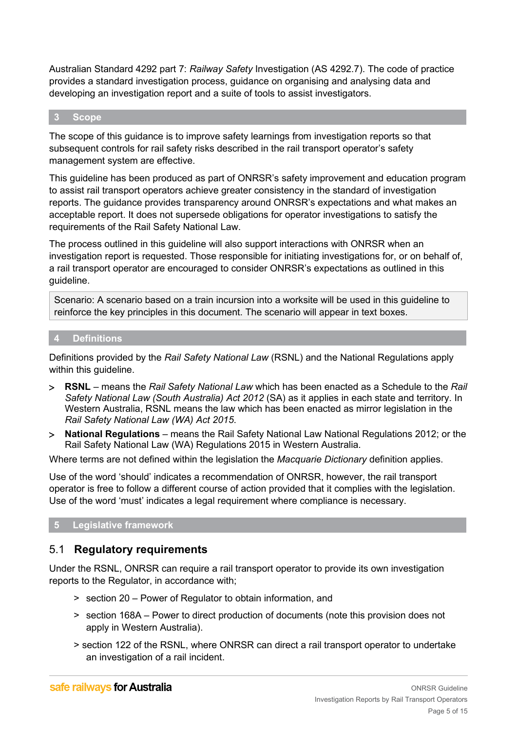Australian Standard 4292 part 7: *Railway Safety* Investigation (AS 4292.7). The code of practice provides a standard investigation process, guidance on organising and analysing data and developing an investigation report and a suite of tools to assist investigators.

## 3 Scope

The scope of this guidance is to improve safety learnings from investigation reports so that subsequent controls for rail safety risks described in the rail transport operator's safety management system are effective.

This guideline has been produced as part of ONRSR's safety improvement and education program to assist rail transport operators achieve greater consistency in the standard of investigation reports. The guidance provides transparency around ONRSR's expectations and what makes an acceptable report. It does not supersede obligations for operator investigations to satisfy the requirements of the Rail Safety National Law.

The process outlined in this guideline will also support interactions with ONRSR when an investigation report is requested. Those responsible for initiating investigations for, or on behalf of, a rail transport operator are encouraged to consider ONRSR's expectations as outlined in this guideline.

> Scenario: A scenario based on a train incursion into a worksite will be used in this guideline to reinforce the key principles in this document. The scenario will appear in text boxes.

## 4 Definitions

Definitions provided by the *Rail Safety National Law* (RSNL) and the National Regulations apply within this guideline.

- **RSNL** – means the *Rail Safety National Law* which has been enacted as a Schedule to the *Rail Safety National Law (South Australia) Act 2012* (SA) as it applies in each state and territory. In Western Australia, RSNL means the law which has been enacted as mirror legislation in the *Rail Safety National Law (WA) Act 2015*.
- **National Regulations** – means the Rail Safety National Law National Regulations 2012; or the Rail Safety National Law (WA) Regulations 2015 in Western Australia.

Where terms are not defined within the legislation the *Macquarie Dictionary* definition applies.

Use of the word 'should' indicates a recommendation of ONRSR, however, the rail transport operator is free to follow a different course of action provided that it complies with the legislation. Use of the word 'must' indicates a legal requirement where compliance is necessary.

## 5 Legislative framework

### 5.1 Regulatory requirements

Under the RSNL, ONRSR can require a rail transport operator to provide its own investigation reports to the Regulator, in accordance with;

- section 20 – Power of Regulator to obtain information, and
- section 168A – Power to direct production of documents (note this provision does not apply in Western Australia).
- section 122 of the RSNL, where ONRSR can direct a rail transport operator to undertake an investigation of a rail incident.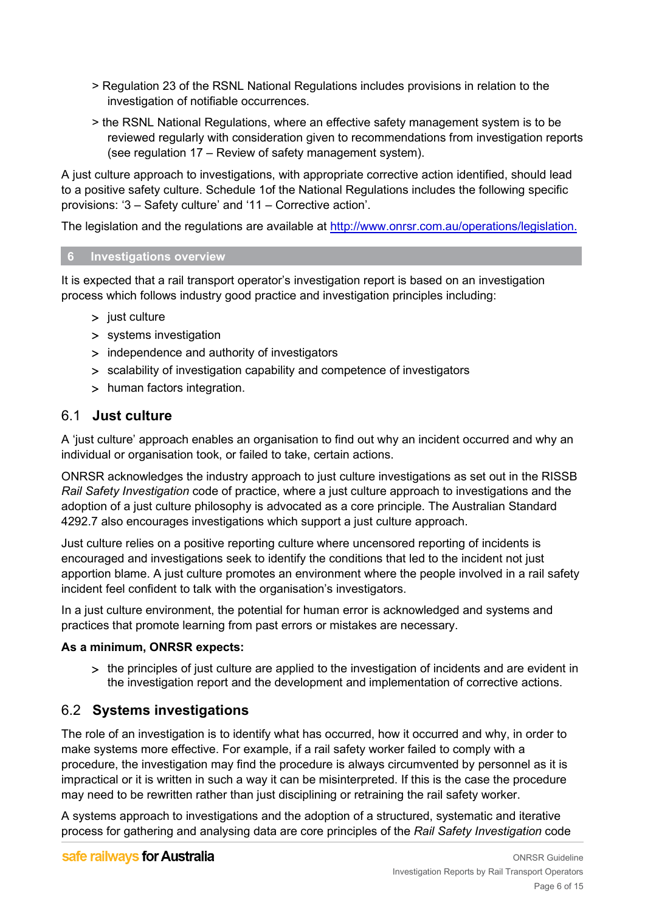- Regulation 23 of the RSNL National Regulations includes provisions in relation to the investigation of notifiable occurrences.
- the RSNL National Regulations, where an effective safety management system is to be reviewed regularly with consideration given to recommendations from investigation reports (see regulation 17 – Review of safety management system).

A just culture approach to investigations, with appropriate corrective action identified, should lead to a positive safety culture. Schedule 1of the National Regulations includes the following specific provisions: '3 – Safety culture' and '11 – Corrective action'.

The legislation and the regulations are available at [http://www.onrsr.com.au/operations/legislation.](http://www.onrsr.com.au/operations/legislation)

## 6 Investigations overview

It is expected that a rail transport operator's investigation report is based on an investigation process which follows industry good practice and investigation principles including:

- just culture
- systems investigation
- independence and authority of investigators
- scalability of investigation capability and competence of investigators
- human factors integration.

### 6.1 Just culture

A 'just culture' approach enables an organisation to find out why an incident occurred and why an individual or organisation took, or failed to take, certain actions.

ONRSR acknowledges the industry approach to just culture investigations as set out in the RISSB *Rail Safety Investigation* code of practice, where a just culture approach to investigations and the adoption of a just culture philosophy is advocated as a core principle. The Australian Standard 4292.7 also encourages investigations which support a just culture approach.

Just culture relies on a positive reporting culture where uncensored reporting of incidents is encouraged and investigations seek to identify the conditions that led to the incident not just apportion blame. A just culture promotes an environment where the people involved in a rail safety incident feel confident to talk with the organisation's investigators.

In a just culture environment, the potential for human error is acknowledged and systems and practices that promote learning from past errors or mistakes are necessary.

**As a minimum, ONRSR expects:**

- the principles of just culture are applied to the investigation of incidents and are evident in the investigation report and the development and implementation of corrective actions.

### 6.2 Systems investigations

The role of an investigation is to identify what has occurred, how it occurred and why, in order to make systems more effective. For example, if a rail safety worker failed to comply with a procedure, the investigation may find the procedure is always circumvented by personnel as it is impractical or it is written in such a way it can be misinterpreted. If this is the case the procedure may need to be rewritten rather than just disciplining or retraining the rail safety worker.

A systems approach to investigations and the adoption of a structured, systematic and iterative process for gathering and analysing data are core principles of the *Rail Safety Investigation* code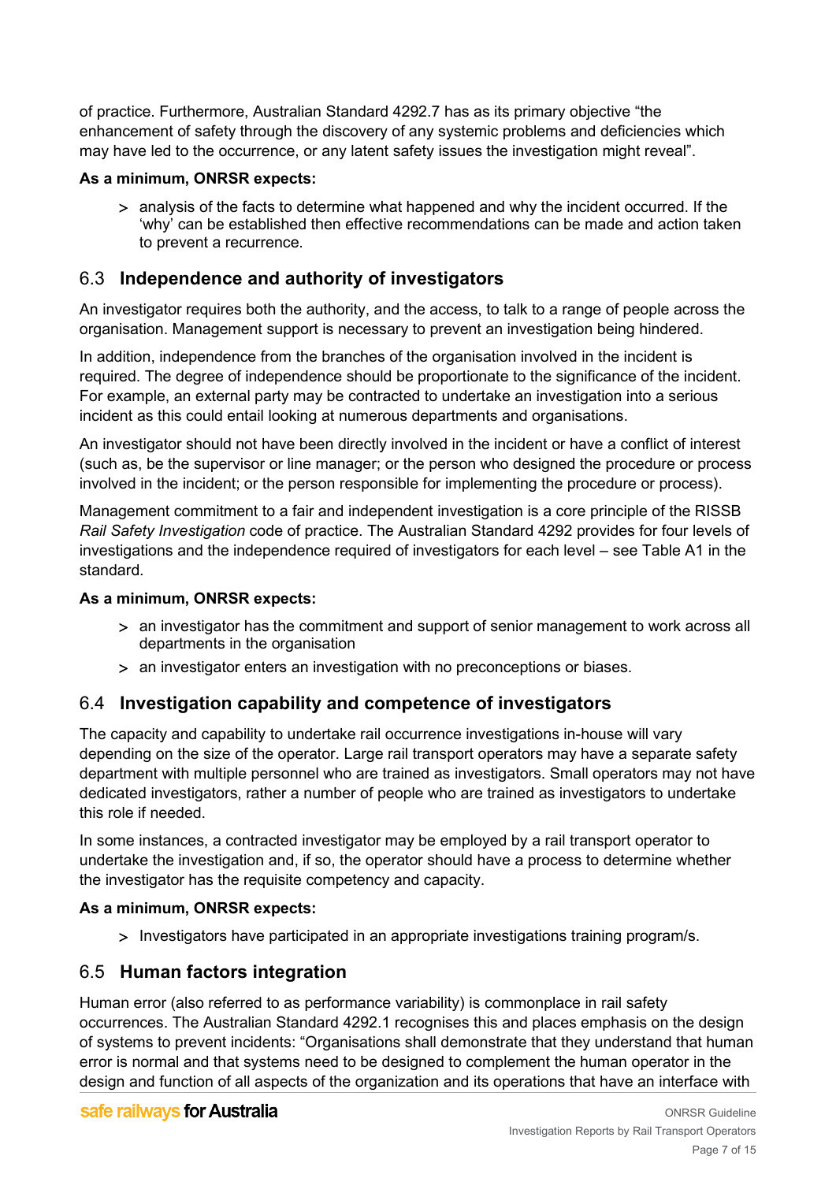of practice. Furthermore, Australian Standard 4292.7 has as its primary objective “the enhancement of safety through the discovery of any systemic problems and deficiencies which may have led to the occurrence, or any latent safety issues the investigation might reveal”.

**As a minimum, ONRSR expects:**

- analysis of the facts to determine what happened and why the incident occurred. If the ‘why’ can be established then effective recommendations can be made and action taken to prevent a recurrence.

## 6.3 Independence and authority of investigators

An investigator requires both the authority, and the access, to talk to a range of people across the organisation. Management support is necessary to prevent an investigation being hindered.

In addition, independence from the branches of the organisation involved in the incident is required. The degree of independence should be proportionate to the significance of the incident. For example, an external party may be contracted to undertake an investigation into a serious incident as this could entail looking at numerous departments and organisations.

An investigator should not have been directly involved in the incident or have a conflict of interest (such as, be the supervisor or line manager; or the person who designed the procedure or process involved in the incident; or the person responsible for implementing the procedure or process).

Management commitment to a fair and independent investigation is a core principle of the RISSB *Rail Safety Investigation* code of practice. The Australian Standard 4292 provides for four levels of investigations and the independence required of investigators for each level – see Table A1 in the standard.

**As a minimum, ONRSR expects:**

- an investigator has the commitment and support of senior management to work across all departments in the organisation
- an investigator enters an investigation with no preconceptions or biases.

## 6.4 Investigation capability and competence of investigators

The capacity and capability to undertake rail occurrence investigations in-house will vary depending on the size of the operator. Large rail transport operators may have a separate safety department with multiple personnel who are trained as investigators. Small operators may not have dedicated investigators, rather a number of people who are trained as investigators to undertake this role if needed.

In some instances, a contracted investigator may be employed by a rail transport operator to undertake the investigation and, if so, the operator should have a process to determine whether the investigator has the requisite competency and capacity.

**As a minimum, ONRSR expects:**

- Investigators have participated in an appropriate investigations training program/s.

## 6.5 Human factors integration

Human error (also referred to as performance variability) is commonplace in rail safety occurrences. The Australian Standard 4292.1 recognises this and places emphasis on the design of systems to prevent incidents: “Organisations shall demonstrate that they understand that human error is normal and that systems need to be designed to complement the human operator in the design and function of all aspects of the organization and its operations that have an interface with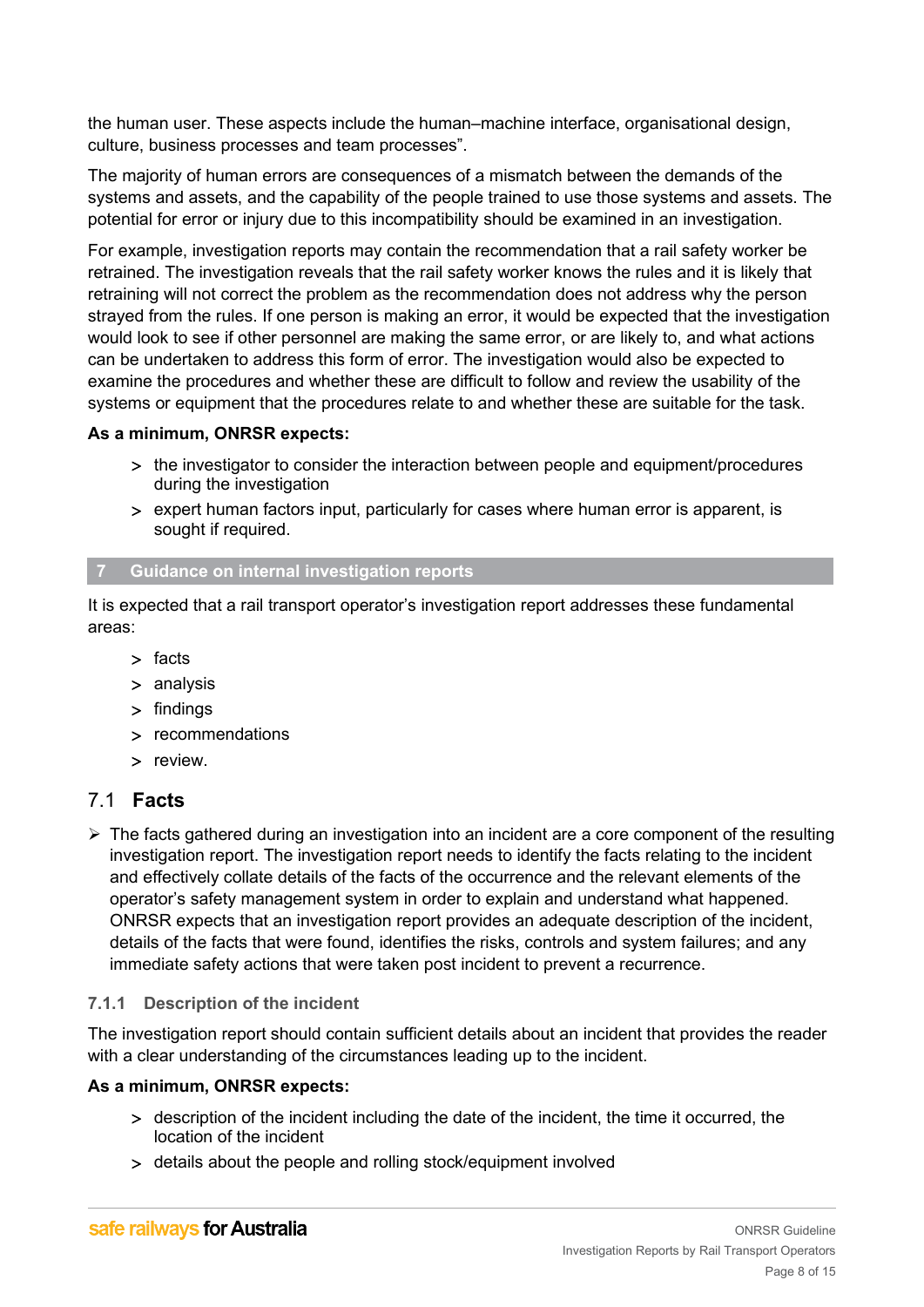the human user. These aspects include the human–machine interface, organisational design, culture, business processes and team processes".

The majority of human errors are consequences of a mismatch between the demands of the systems and assets, and the capability of the people trained to use those systems and assets. The potential for error or injury due to this incompatibility should be examined in an investigation.

For example, investigation reports may contain the recommendation that a rail safety worker be retrained. The investigation reveals that the rail safety worker knows the rules and it is likely that retraining will not correct the problem as the recommendation does not address why the person strayed from the rules. If one person is making an error, it would be expected that the investigation would look to see if other personnel are making the same error, or are likely to, and what actions can be undertaken to address this form of error. The investigation would also be expected to examine the procedures and whether these are difficult to follow and review the usability of the systems or equipment that the procedures relate to and whether these are suitable for the task.

**As a minimum, ONRSR expects:**

- the investigator to consider the interaction between people and equipment/procedures during the investigation
- expert human factors input, particularly for cases where human error is apparent, is sought if required.

## 7 Guidance on internal investigation reports

It is expected that a rail transport operator's investigation report addresses these fundamental areas:

- facts
- analysis
- findings
- recommendations
- review.

### 7.1 Facts

- The facts gathered during an investigation into an incident are a core component of the resulting investigation report. The investigation report needs to identify the facts relating to the incident and effectively collate details of the facts of the occurrence and the relevant elements of the operator's safety management system in order to explain and understand what happened. ONRSR expects that an investigation report provides an adequate description of the incident, details of the facts that were found, identifies the risks, controls and system failures; and any immediate safety actions that were taken post incident to prevent a recurrence.

#### 7.1.1 Description of the incident

The investigation report should contain sufficient details about an incident that provides the reader with a clear understanding of the circumstances leading up to the incident.

**As a minimum, ONRSR expects:**

- description of the incident including the date of the incident, the time it occurred, the location of the incident
- details about the people and rolling stock/equipment involved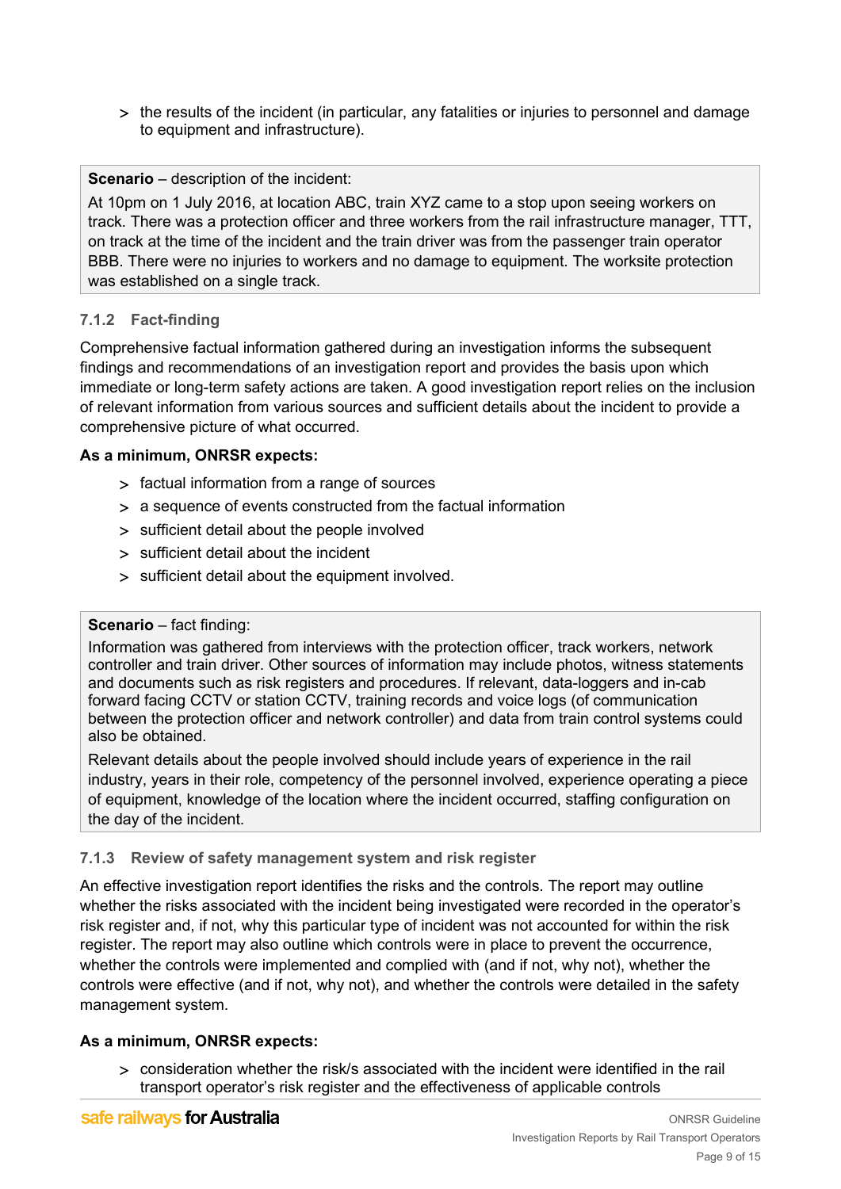- the results of the incident (in particular, any fatalities or injuries to personnel and damage to equipment and infrastructure).

> **Scenario** – description of the incident:
>
> At 10pm on 1 July 2016, at location ABC, train XYZ came to a stop upon seeing workers on track. There was a protection officer and three workers from the rail infrastructure manager, TTT, on track at the time of the incident and the train driver was from the passenger train operator BBB. There were no injuries to workers and no damage to equipment. The worksite protection was established on a single track.

### 7.1.2 Fact-finding

Comprehensive factual information gathered during an investigation informs the subsequent findings and recommendations of an investigation report and provides the basis upon which immediate or long-term safety actions are taken. A good investigation report relies on the inclusion of relevant information from various sources and sufficient details about the incident to provide a comprehensive picture of what occurred.

**As a minimum, ONRSR expects:**

- factual information from a range of sources
- a sequence of events constructed from the factual information
- sufficient detail about the people involved
- sufficient detail about the incident
- sufficient detail about the equipment involved.

> **Scenario** – fact finding:
>
> Information was gathered from interviews with the protection officer, track workers, network controller and train driver. Other sources of information may include photos, witness statements and documents such as risk registers and procedures. If relevant, data-loggers and in-cab forward facing CCTV or station CCTV, training records and voice logs (of communication between the protection officer and network controller) and data from train control systems could also be obtained.
>
> Relevant details about the people involved should include years of experience in the rail industry, years in their role, competency of the personnel involved, experience operating a piece of equipment, knowledge of the location where the incident occurred, staffing configuration on the day of the incident.

### 7.1.3 Review of safety management system and risk register

An effective investigation report identifies the risks and the controls. The report may outline whether the risks associated with the incident being investigated were recorded in the operator's risk register and, if not, why this particular type of incident was not accounted for within the risk register. The report may also outline which controls were in place to prevent the occurrence, whether the controls were implemented and complied with (and if not, why not), whether the controls were effective (and if not, why not), and whether the controls were detailed in the safety management system.

**As a minimum, ONRSR expects:**

- consideration whether the risk/s associated with the incident were identified in the rail transport operator's risk register and the effectiveness of applicable controls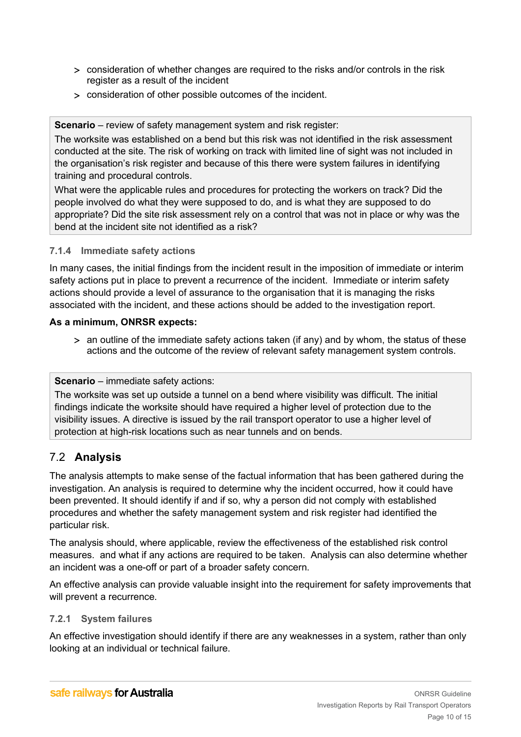- consideration of whether changes are required to the risks and/or controls in the risk register as a result of the incident
- consideration of other possible outcomes of the incident.

> **Scenario** – review of safety management system and risk register:
>
> The worksite was established on a bend but this risk was not identified in the risk assessment conducted at the site. The risk of working on track with limited line of sight was not included in the organisation's risk register and because of this there were system failures in identifying training and procedural controls.
>
> What were the applicable rules and procedures for protecting the workers on track? Did the people involved do what they were supposed to do, and is what they are supposed to do appropriate? Did the site risk assessment rely on a control that was not in place or why was the bend at the incident site not identified as a risk?

#### 7.1.4 Immediate safety actions

In many cases, the initial findings from the incident result in the imposition of immediate or interim safety actions put in place to prevent a recurrence of the incident. Immediate or interim safety actions should provide a level of assurance to the organisation that it is managing the risks associated with the incident, and these actions should be added to the investigation report.

**As a minimum, ONRSR expects:**

- an outline of the immediate safety actions taken (if any) and by whom, the status of these actions and the outcome of the review of relevant safety management system controls.

> **Scenario** – immediate safety actions:
>
> The worksite was set up outside a tunnel on a bend where visibility was difficult. The initial findings indicate the worksite should have required a higher level of protection due to the visibility issues. A directive is issued by the rail transport operator to use a higher level of protection at high-risk locations such as near tunnels and on bends.

## 7.2 Analysis

The analysis attempts to make sense of the factual information that has been gathered during the investigation. An analysis is required to determine why the incident occurred, how it could have been prevented. It should identify if and if so, why a person did not comply with established procedures and whether the safety management system and risk register had identified the particular risk.

The analysis should, where applicable, review the effectiveness of the established risk control measures. and what if any actions are required to be taken. Analysis can also determine whether an incident was a one-off or part of a broader safety concern.

An effective analysis can provide valuable insight into the requirement for safety improvements that will prevent a recurrence.

#### 7.2.1 System failures

An effective investigation should identify if there are any weaknesses in a system, rather than only looking at an individual or technical failure.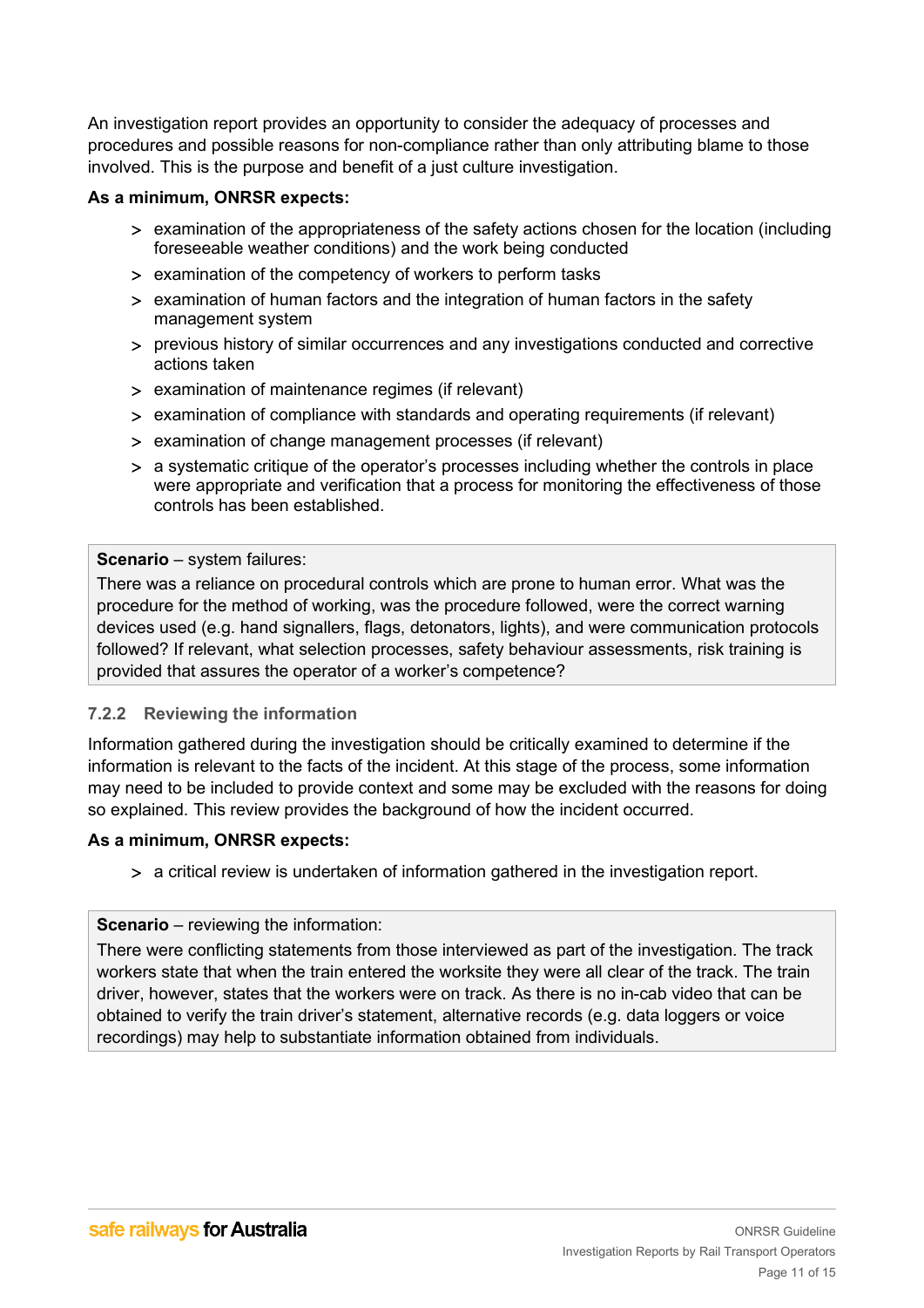An investigation report provides an opportunity to consider the adequacy of processes and procedures and possible reasons for non-compliance rather than only attributing blame to those involved. This is the purpose and benefit of a just culture investigation.

**As a minimum, ONRSR expects:**

- examination of the appropriateness of the safety actions chosen for the location (including foreseeable weather conditions) and the work being conducted
- examination of the competency of workers to perform tasks
- examination of human factors and the integration of human factors in the safety management system
- previous history of similar occurrences and any investigations conducted and corrective actions taken
- examination of maintenance regimes (if relevant)
- examination of compliance with standards and operating requirements (if relevant)
- examination of change management processes (if relevant)
- a systematic critique of the operator's processes including whether the controls in place were appropriate and verification that a process for monitoring the effectiveness of those controls has been established.

> **Scenario** – system failures:
> There was a reliance on procedural controls which are prone to human error. What was the procedure for the method of working, was the procedure followed, were the correct warning devices used (e.g. hand signallers, flags, detonators, lights), and were communication protocols followed? If relevant, what selection processes, safety behaviour assessments, risk training is provided that assures the operator of a worker's competence?

### 7.2.2 Reviewing the information

Information gathered during the investigation should be critically examined to determine if the information is relevant to the facts of the incident. At this stage of the process, some information may need to be included to provide context and some may be excluded with the reasons for doing so explained. This review provides the background of how the incident occurred.

**As a minimum, ONRSR expects:**

- a critical review is undertaken of information gathered in the investigation report.

> **Scenario** – reviewing the information:
> There were conflicting statements from those interviewed as part of the investigation. The track workers state that when the train entered the worksite they were all clear of the track. The train driver, however, states that the workers were on track. As there is no in-cab video that can be obtained to verify the train driver's statement, alternative records (e.g. data loggers or voice recordings) may help to substantiate information obtained from individuals.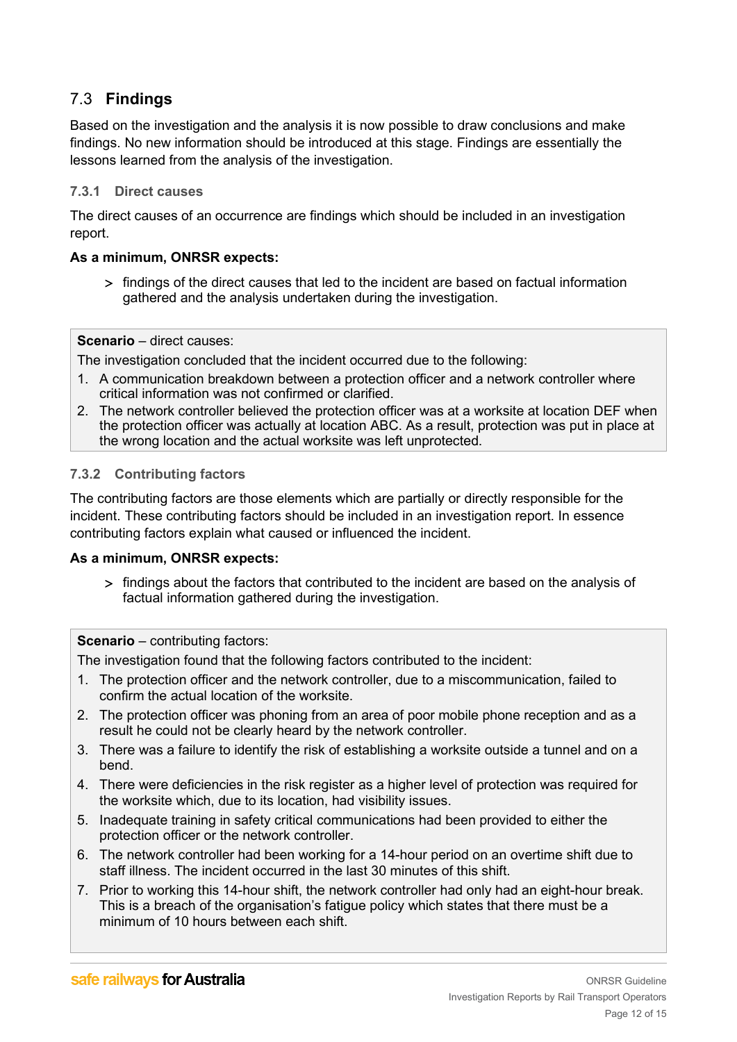## 7.3 Findings

Based on the investigation and the analysis it is now possible to draw conclusions and make findings. No new information should be introduced at this stage. Findings are essentially the lessons learned from the analysis of the investigation.

### 7.3.1 Direct causes

The direct causes of an occurrence are findings which should be included in an investigation report.

**As a minimum, ONRSR expects:**

> findings of the direct causes that led to the incident are based on factual information gathered and the analysis undertaken during the investigation.

**Scenario** – direct causes:

The investigation concluded that the incident occurred due to the following:

1. A communication breakdown between a protection officer and a network controller where critical information was not confirmed or clarified.
2. The network controller believed the protection officer was at a worksite at location DEF when the protection officer was actually at location ABC. As a result, protection was put in place at the wrong location and the actual worksite was left unprotected.

### 7.3.2 Contributing factors

The contributing factors are those elements which are partially or directly responsible for the incident. These contributing factors should be included in an investigation report. In essence contributing factors explain what caused or influenced the incident.

**As a minimum, ONRSR expects:**

> findings about the factors that contributed to the incident are based on the analysis of factual information gathered during the investigation.

**Scenario** – contributing factors:

The investigation found that the following factors contributed to the incident:

1. The protection officer and the network controller, due to a miscommunication, failed to confirm the actual location of the worksite.
2. The protection officer was phoning from an area of poor mobile phone reception and as a result he could not be clearly heard by the network controller.
3. There was a failure to identify the risk of establishing a worksite outside a tunnel and on a bend.
4. There were deficiencies in the risk register as a higher level of protection was required for the worksite which, due to its location, had visibility issues.
5. Inadequate training in safety critical communications had been provided to either the protection officer or the network controller.
6. The network controller had been working for a 14-hour period on an overtime shift due to staff illness. The incident occurred in the last 30 minutes of this shift.
7. Prior to working this 14-hour shift, the network controller had only had an eight-hour break. This is a breach of the organisation's fatigue policy which states that there must be a minimum of 10 hours between each shift.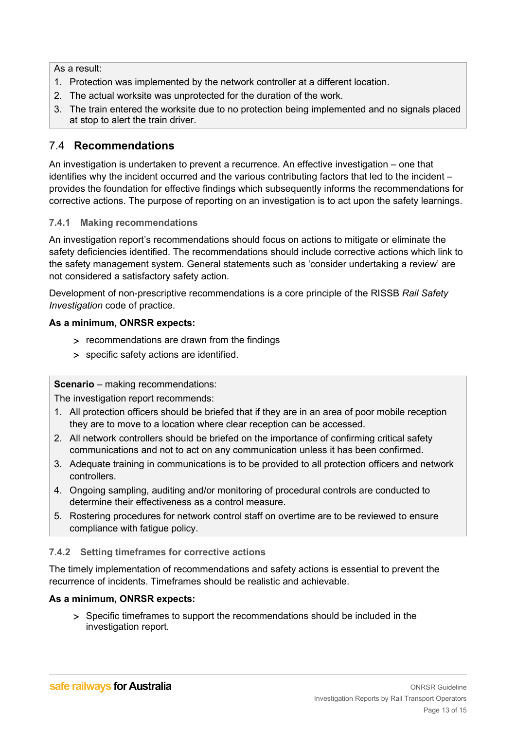As a result:

1. Protection was implemented by the network controller at a different location.
2. The actual worksite was unprotected for the duration of the work.
3. The train entered the worksite due to no protection being implemented and no signals placed at stop to alert the train driver.

## 7.4 Recommendations

An investigation is undertaken to prevent a recurrence. An effective investigation – one that identifies why the incident occurred and the various contributing factors that led to the incident – provides the foundation for effective findings which subsequently informs the recommendations for corrective actions. The purpose of reporting on an investigation is to act upon the safety learnings.

### 7.4.1 Making recommendations

An investigation report's recommendations should focus on actions to mitigate or eliminate the safety deficiencies identified. The recommendations should include corrective actions which link to the safety management system. General statements such as 'consider undertaking a review' are not considered a satisfactory safety action.

Development of non-prescriptive recommendations is a core principle of the RISSB *Rail Safety Investigation* code of practice.

**As a minimum, ONRSR expects:**

- recommendations are drawn from the findings
- specific safety actions are identified.

**Scenario** – making recommendations:

The investigation report recommends:

1. All protection officers should be briefed that if they are in an area of poor mobile reception they are to move to a location where clear reception can be accessed.
2. All network controllers should be briefed on the importance of confirming critical safety communications and not to act on any communication unless it has been confirmed.
3. Adequate training in communications is to be provided to all protection officers and network controllers.
4. Ongoing sampling, auditing and/or monitoring of procedural controls are conducted to determine their effectiveness as a control measure.
5. Rostering procedures for network control staff on overtime are to be reviewed to ensure compliance with fatigue policy.

### 7.4.2 Setting timeframes for corrective actions

The timely implementation of recommendations and safety actions is essential to prevent the recurrence of incidents. Timeframes should be realistic and achievable.

**As a minimum, ONRSR expects:**

- Specific timeframes to support the recommendations should be included in the investigation report.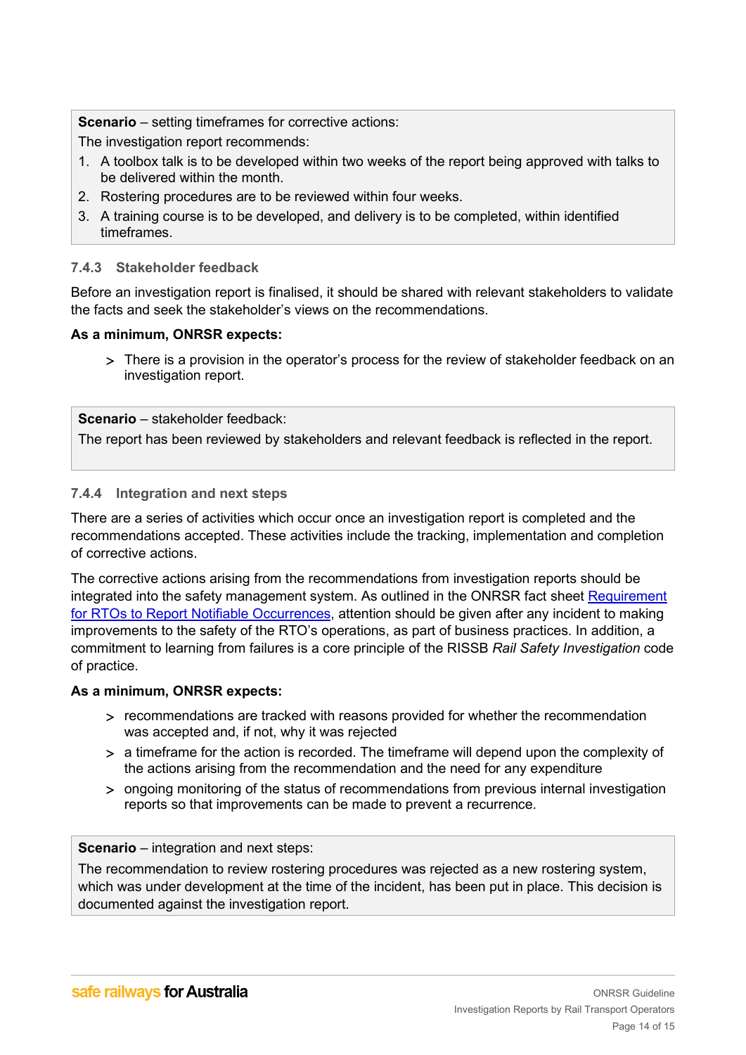> **Scenario** – setting timeframes for corrective actions:
>
> The investigation report recommends:
>
> 1. A toolbox talk is to be developed within two weeks of the report being approved with talks to be delivered within the month.
> 2. Rostering procedures are to be reviewed within four weeks.
> 3. A training course is to be developed, and delivery is to be completed, within identified timeframes.

#### 7.4.3 Stakeholder feedback

Before an investigation report is finalised, it should be shared with relevant stakeholders to validate the facts and seek the stakeholder's views on the recommendations.

**As a minimum, ONRSR expects:**

- There is a provision in the operator's process for the review of stakeholder feedback on an investigation report.

> **Scenario** – stakeholder feedback:
>
> The report has been reviewed by stakeholders and relevant feedback is reflected in the report.

#### 7.4.4 Integration and next steps

There are a series of activities which occur once an investigation report is completed and the recommendations accepted. These activities include the tracking, implementation and completion of corrective actions.

The corrective actions arising from the recommendations from investigation reports should be integrated into the safety management system. As outlined in the ONRSR fact sheet Requirement for RTOs to Report Notifiable Occurrences, attention should be given after any incident to making improvements to the safety of the RTO's operations, as part of business practices. In addition, a commitment to learning from failures is a core principle of the RISSB *Rail Safety Investigation* code of practice.

**As a minimum, ONRSR expects:**

- recommendations are tracked with reasons provided for whether the recommendation was accepted and, if not, why it was rejected
- a timeframe for the action is recorded. The timeframe will depend upon the complexity of the actions arising from the recommendation and the need for any expenditure
- ongoing monitoring of the status of recommendations from previous internal investigation reports so that improvements can be made to prevent a recurrence.

> **Scenario** – integration and next steps:
>
> The recommendation to review rostering procedures was rejected as a new rostering system, which was under development at the time of the incident, has been put in place. This decision is documented against the investigation report.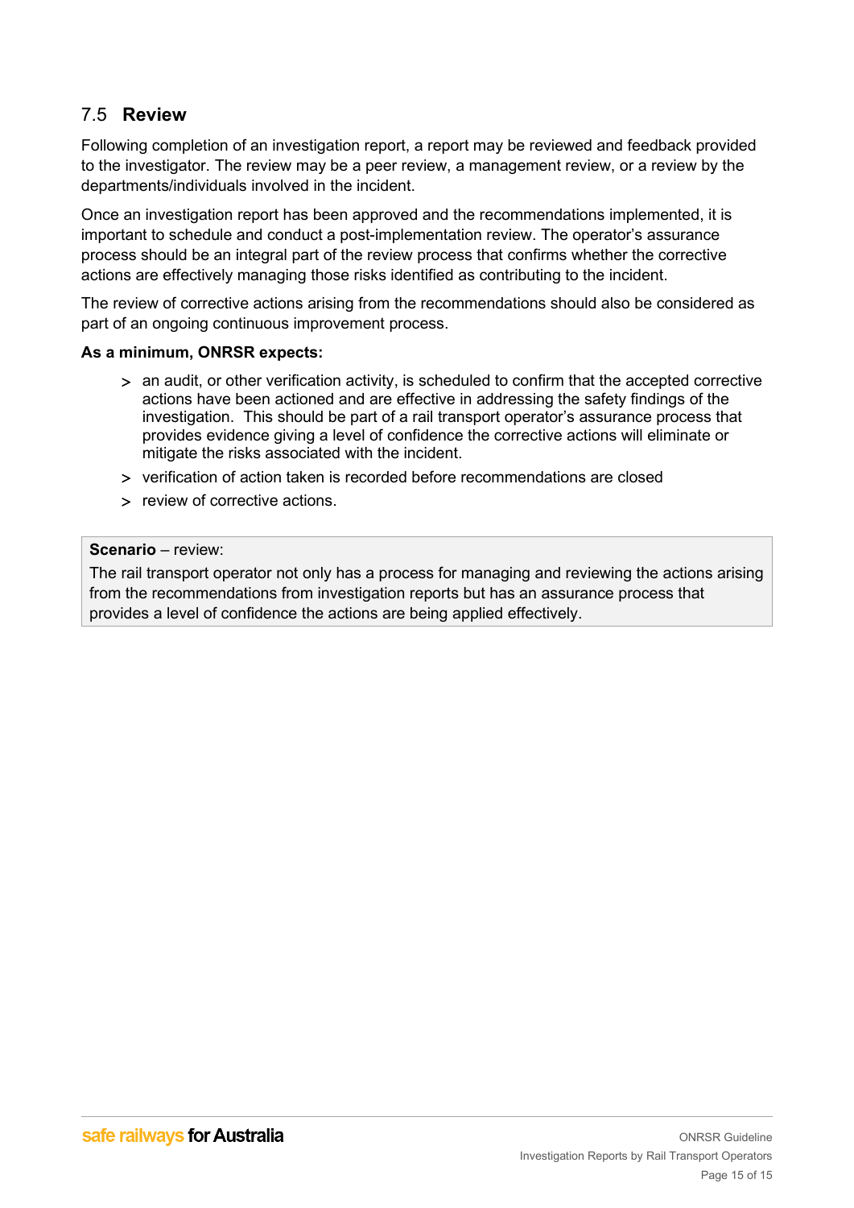### 7.5 Review

Following completion of an investigation report, a report may be reviewed and feedback provided to the investigator. The review may be a peer review, a management review, or a review by the departments/individuals involved in the incident.

Once an investigation report has been approved and the recommendations implemented, it is important to schedule and conduct a post-implementation review. The operator's assurance process should be an integral part of the review process that confirms whether the corrective actions are effectively managing those risks identified as contributing to the incident.

The review of corrective actions arising from the recommendations should also be considered as part of an ongoing continuous improvement process.

**As a minimum, ONRSR expects:**

- an audit, or other verification activity, is scheduled to confirm that the accepted corrective actions have been actioned and are effective in addressing the safety findings of the investigation. This should be part of a rail transport operator's assurance process that provides evidence giving a level of confidence the corrective actions will eliminate or mitigate the risks associated with the incident.
- verification of action taken is recorded before recommendations are closed
- review of corrective actions.

> **Scenario** – review:
>
> The rail transport operator not only has a process for managing and reviewing the actions arising from the recommendations from investigation reports but has an assurance process that provides a level of confidence the actions are being applied effectively.